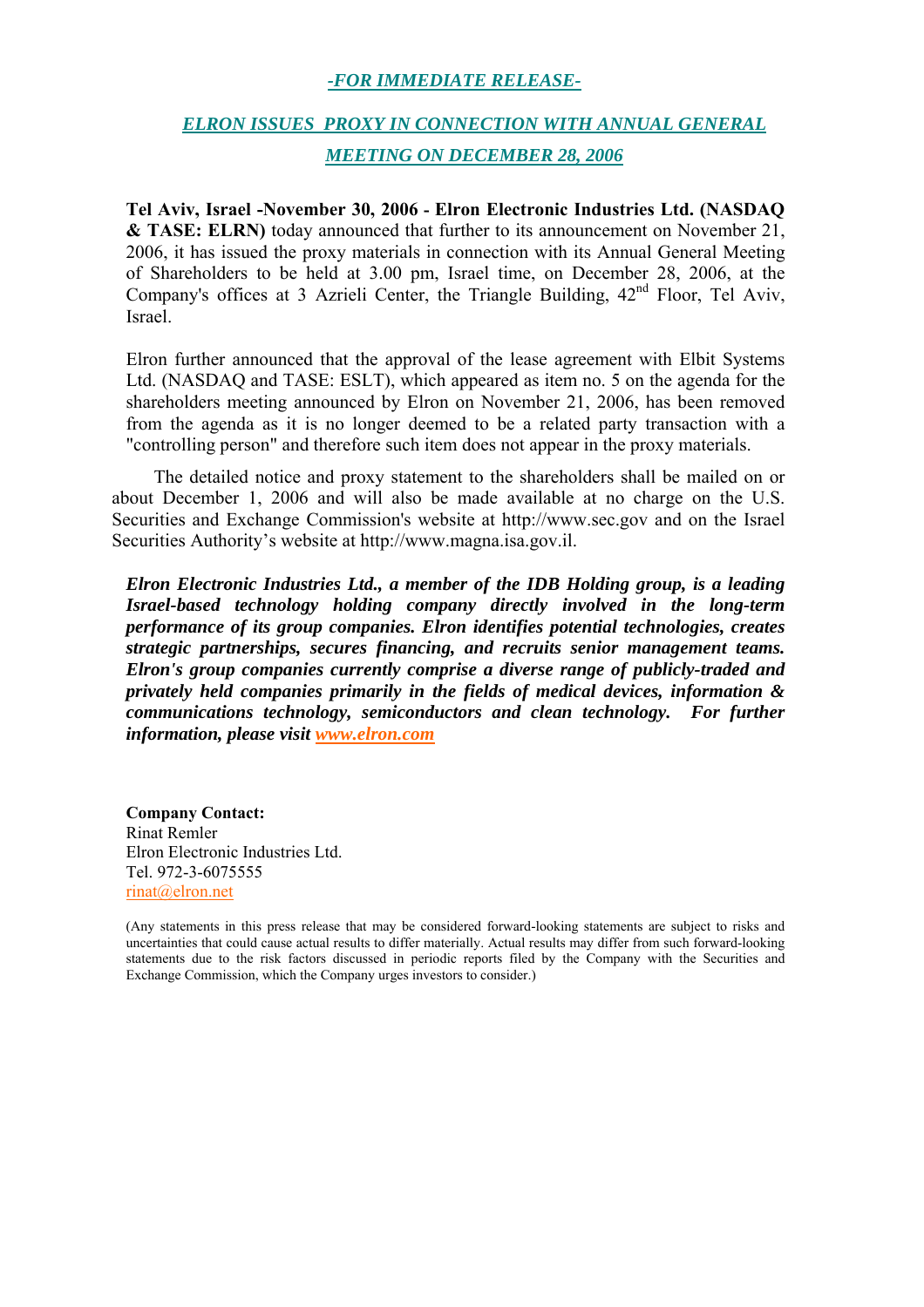***-FOR IMMEDIATE RELEASE-***

## ***ELRON ISSUES PROXY IN CONNECTION WITH ANNUAL GENERAL MEETING ON DECEMBER 28, 2006***

**Tel Aviv, Israel -November 30, 2006 - Elron Electronic Industries Ltd. (NASDAQ & TASE: ELRN)** today announced that further to its announcement on November 21, 2006, it has issued the proxy materials in connection with its Annual General Meeting of Shareholders to be held at 3.00 pm, Israel time, on December 28, 2006, at the Company's offices at 3 Azrieli Center, the Triangle Building, 42nd Floor, Tel Aviv, Israel.

Elron further announced that the approval of the lease agreement with Elbit Systems Ltd. (NASDAQ and TASE: ESLT), which appeared as item no. 5 on the agenda for the shareholders meeting announced by Elron on November 21, 2006, has been removed from the agenda as it is no longer deemed to be a related party transaction with a "controlling person" and therefore such item does not appear in the proxy materials.

The detailed notice and proxy statement to the shareholders shall be mailed on or about December 1, 2006 and will also be made available at no charge on the U.S. Securities and Exchange Commission's website at http://www.sec.gov and on the Israel Securities Authority's website at http://www.magna.isa.gov.il.

***Elron Electronic Industries Ltd., a member of the IDB Holding group, is a leading Israel-based technology holding company directly involved in the long-term performance of its group companies. Elron identifies potential technologies, creates strategic partnerships, secures financing, and recruits senior management teams. Elron's group companies currently comprise a diverse range of publicly-traded and privately held companies primarily in the fields of medical devices, information & communications technology, semiconductors and clean technology. For further information, please visit www.elron.com***

**Company Contact:**
Rinat Remler
Elron Electronic Industries Ltd.
Tel. 972-3-6075555
rinat@elron.net

(Any statements in this press release that may be considered forward-looking statements are subject to risks and uncertainties that could cause actual results to differ materially. Actual results may differ from such forward-looking statements due to the risk factors discussed in periodic reports filed by the Company with the Securities and Exchange Commission, which the Company urges investors to consider.)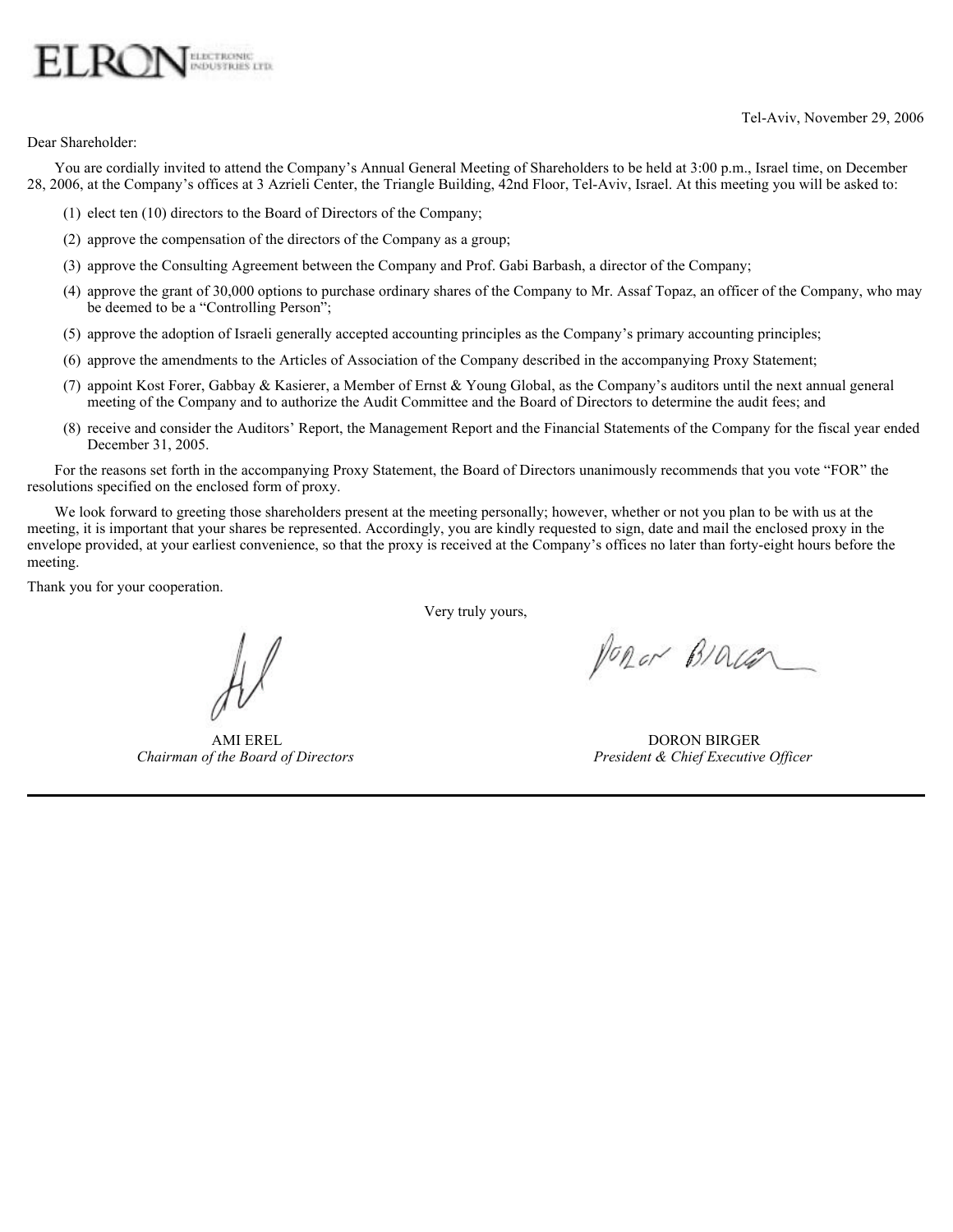ELRON ELECTRONIC INDUSTRIES LTD.

Tel-Aviv, November 29, 2006

Dear Shareholder:

You are cordially invited to attend the Company's Annual General Meeting of Shareholders to be held at 3:00 p.m., Israel time, on December 28, 2006, at the Company's offices at 3 Azrieli Center, the Triangle Building, 42nd Floor, Tel-Aviv, Israel. At this meeting you will be asked to:

(1) elect ten (10) directors to the Board of Directors of the Company;

(2) approve the compensation of the directors of the Company as a group;

(3) approve the Consulting Agreement between the Company and Prof. Gabi Barbash, a director of the Company;

(4) approve the grant of 30,000 options to purchase ordinary shares of the Company to Mr. Assaf Topaz, an officer of the Company, who may be deemed to be a "Controlling Person";

(5) approve the adoption of Israeli generally accepted accounting principles as the Company's primary accounting principles;

(6) approve the amendments to the Articles of Association of the Company described in the accompanying Proxy Statement;

(7) appoint Kost Forer, Gabbay & Kasierer, a Member of Ernst & Young Global, as the Company's auditors until the next annual general meeting of the Company and to authorize the Audit Committee and the Board of Directors to determine the audit fees; and

(8) receive and consider the Auditors' Report, the Management Report and the Financial Statements of the Company for the fiscal year ended December 31, 2005.

For the reasons set forth in the accompanying Proxy Statement, the Board of Directors unanimously recommends that you vote "FOR" the resolutions specified on the enclosed form of proxy.

We look forward to greeting those shareholders present at the meeting personally; however, whether or not you plan to be with us at the meeting, it is important that your shares be represented. Accordingly, you are kindly requested to sign, date and mail the enclosed proxy in the envelope provided, at your earliest convenience, so that the proxy is received at the Company's offices no later than forty-eight hours before the meeting.

Thank you for your cooperation.

Very truly yours,

AMI EREL
*Chairman of the Board of Directors*

DORON BIRGER
*President & Chief Executive Officer*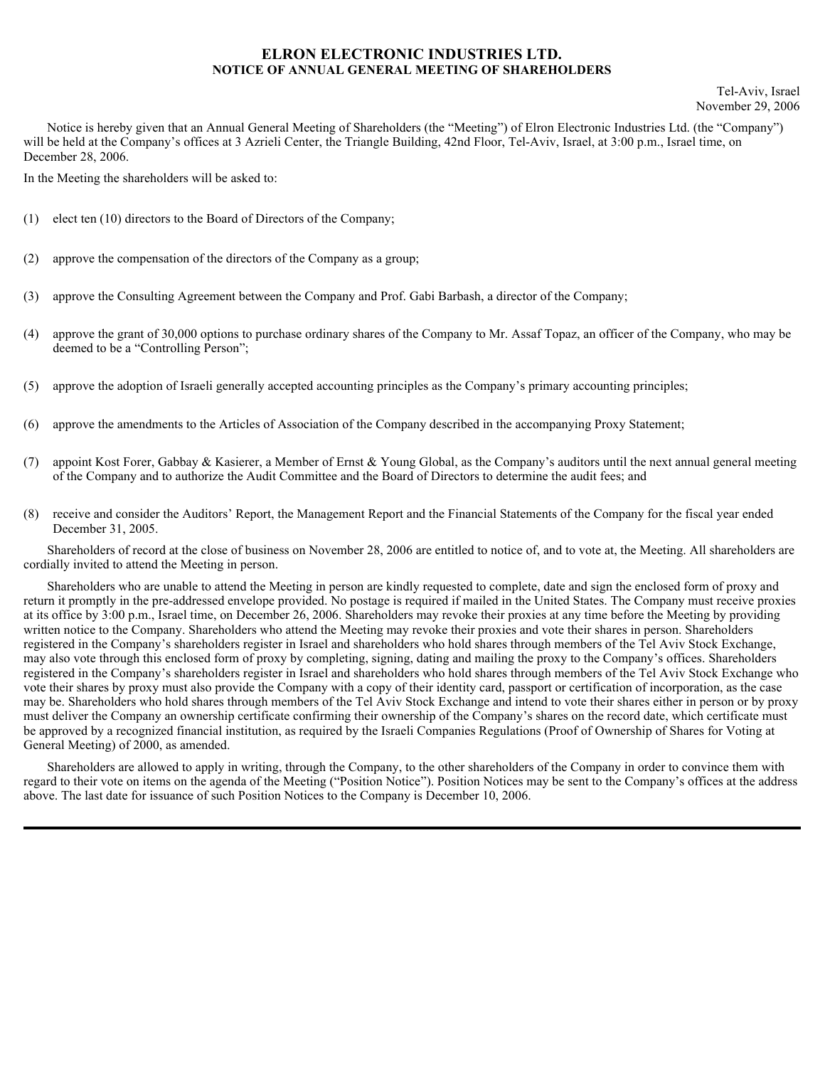# ELRON ELECTRONIC INDUSTRIES LTD.
## NOTICE OF ANNUAL GENERAL MEETING OF SHAREHOLDERS

Tel-Aviv, Israel
November 29, 2006

Notice is hereby given that an Annual General Meeting of Shareholders (the "Meeting") of Elron Electronic Industries Ltd. (the "Company") will be held at the Company's offices at 3 Azrieli Center, the Triangle Building, 42nd Floor, Tel-Aviv, Israel, at 3:00 p.m., Israel time, on December 28, 2006.

In the Meeting the shareholders will be asked to:

(1) elect ten (10) directors to the Board of Directors of the Company;

(2) approve the compensation of the directors of the Company as a group;

(3) approve the Consulting Agreement between the Company and Prof. Gabi Barbash, a director of the Company;

(4) approve the grant of 30,000 options to purchase ordinary shares of the Company to Mr. Assaf Topaz, an officer of the Company, who may be deemed to be a "Controlling Person";

(5) approve the adoption of Israeli generally accepted accounting principles as the Company's primary accounting principles;

(6) approve the amendments to the Articles of Association of the Company described in the accompanying Proxy Statement;

(7) appoint Kost Forer, Gabbay & Kasierer, a Member of Ernst & Young Global, as the Company's auditors until the next annual general meeting of the Company and to authorize the Audit Committee and the Board of Directors to determine the audit fees; and

(8) receive and consider the Auditors' Report, the Management Report and the Financial Statements of the Company for the fiscal year ended December 31, 2005.

Shareholders of record at the close of business on November 28, 2006 are entitled to notice of, and to vote at, the Meeting. All shareholders are cordially invited to attend the Meeting in person.

Shareholders who are unable to attend the Meeting in person are kindly requested to complete, date and sign the enclosed form of proxy and return it promptly in the pre-addressed envelope provided. No postage is required if mailed in the United States. The Company must receive proxies at its office by 3:00 p.m., Israel time, on December 26, 2006. Shareholders may revoke their proxies at any time before the Meeting by providing written notice to the Company. Shareholders who attend the Meeting may revoke their proxies and vote their shares in person. Shareholders registered in the Company's shareholders register in Israel and shareholders who hold shares through members of the Tel Aviv Stock Exchange, may also vote through this enclosed form of proxy by completing, signing, dating and mailing the proxy to the Company's offices. Shareholders registered in the Company's shareholders register in Israel and shareholders who hold shares through members of the Tel Aviv Stock Exchange who vote their shares by proxy must also provide the Company with a copy of their identity card, passport or certification of incorporation, as the case may be. Shareholders who hold shares through members of the Tel Aviv Stock Exchange and intend to vote their shares either in person or by proxy must deliver the Company an ownership certificate confirming their ownership of the Company's shares on the record date, which certificate must be approved by a recognized financial institution, as required by the Israeli Companies Regulations (Proof of Ownership of Shares for Voting at General Meeting) of 2000, as amended.

Shareholders are allowed to apply in writing, through the Company, to the other shareholders of the Company in order to convince them with regard to their vote on items on the agenda of the Meeting ("Position Notice"). Position Notices may be sent to the Company's offices at the address above. The last date for issuance of such Position Notices to the Company is December 10, 2006.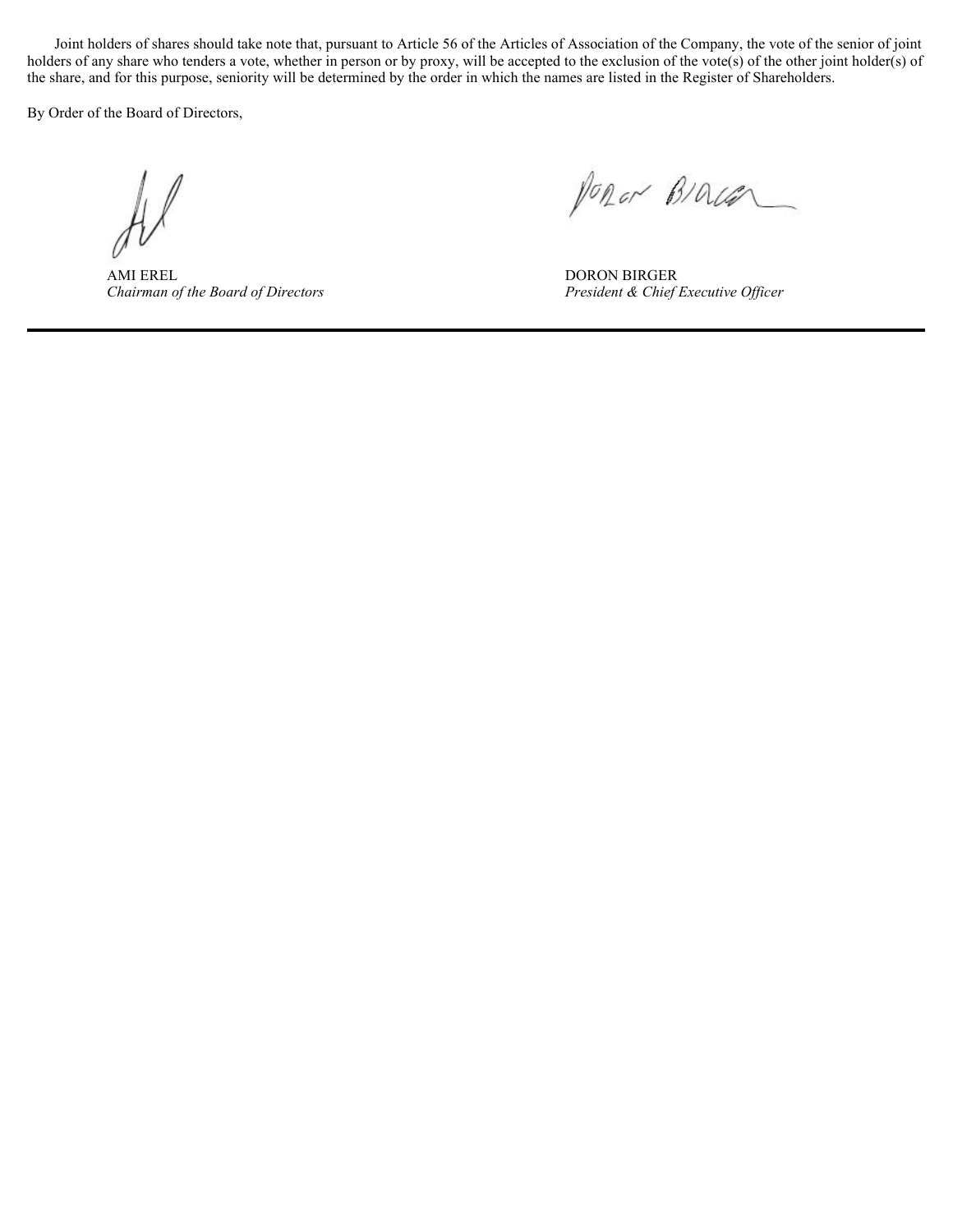Joint holders of shares should take note that, pursuant to Article 56 of the Articles of Association of the Company, the vote of the senior of joint holders of any share who tenders a vote, whether in person or by proxy, will be accepted to the exclusion of the vote(s) of the other joint holder(s) of the share, and for this purpose, seniority will be determined by the order in which the names are listed in the Register of Shareholders.

By Order of the Board of Directors,

| | |
|---|---|
| AMI EREL | DORON BIRGER |
| *Chairman of the Board of Directors* | *President & Chief Executive Officer* |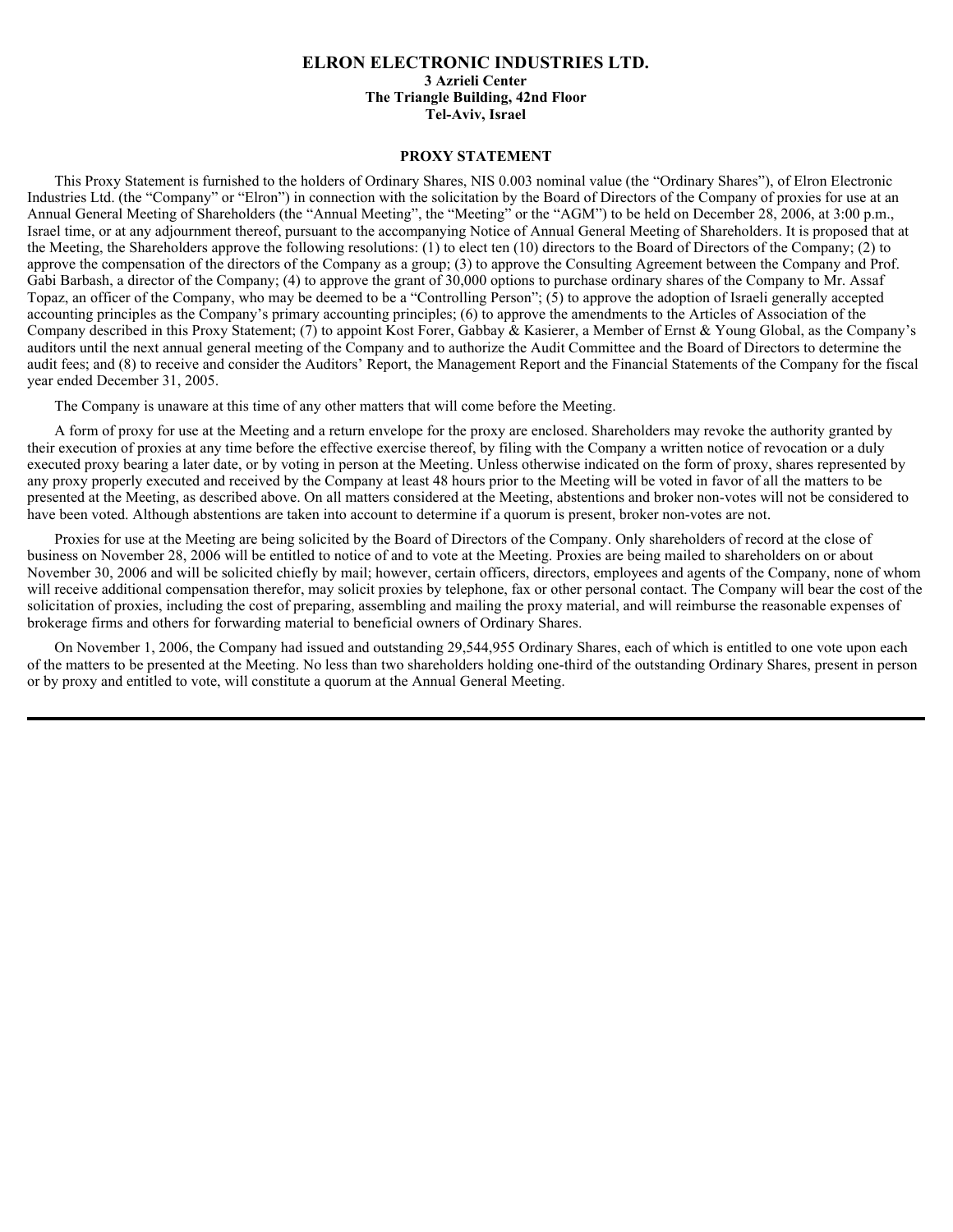# ELRON ELECTRONIC INDUSTRIES LTD.

**3 Azrieli Center**
**The Triangle Building, 42nd Floor**
**Tel-Aviv, Israel**

## PROXY STATEMENT

This Proxy Statement is furnished to the holders of Ordinary Shares, NIS 0.003 nominal value (the “Ordinary Shares”), of Elron Electronic Industries Ltd. (the “Company” or “Elron”) in connection with the solicitation by the Board of Directors of the Company of proxies for use at an Annual General Meeting of Shareholders (the “Annual Meeting”, the “Meeting” or the “AGM”) to be held on December 28, 2006, at 3:00 p.m., Israel time, or at any adjournment thereof, pursuant to the accompanying Notice of Annual General Meeting of Shareholders. It is proposed that at the Meeting, the Shareholders approve the following resolutions: (1) to elect ten (10) directors to the Board of Directors of the Company; (2) to approve the compensation of the directors of the Company as a group; (3) to approve the Consulting Agreement between the Company and Prof. Gabi Barbash, a director of the Company; (4) to approve the grant of 30,000 options to purchase ordinary shares of the Company to Mr. Assaf Topaz, an officer of the Company, who may be deemed to be a “Controlling Person”; (5) to approve the adoption of Israeli generally accepted accounting principles as the Company’s primary accounting principles; (6) to approve the amendments to the Articles of Association of the Company described in this Proxy Statement; (7) to appoint Kost Forer, Gabbay & Kasierer, a Member of Ernst & Young Global, as the Company’s auditors until the next annual general meeting of the Company and to authorize the Audit Committee and the Board of Directors to determine the audit fees; and (8) to receive and consider the Auditors’ Report, the Management Report and the Financial Statements of the Company for the fiscal year ended December 31, 2005.

The Company is unaware at this time of any other matters that will come before the Meeting.

A form of proxy for use at the Meeting and a return envelope for the proxy are enclosed. Shareholders may revoke the authority granted by their execution of proxies at any time before the effective exercise thereof, by filing with the Company a written notice of revocation or a duly executed proxy bearing a later date, or by voting in person at the Meeting. Unless otherwise indicated on the form of proxy, shares represented by any proxy properly executed and received by the Company at least 48 hours prior to the Meeting will be voted in favor of all the matters to be presented at the Meeting, as described above. On all matters considered at the Meeting, abstentions and broker non-votes will not be considered to have been voted. Although abstentions are taken into account to determine if a quorum is present, broker non-votes are not.

Proxies for use at the Meeting are being solicited by the Board of Directors of the Company. Only shareholders of record at the close of business on November 28, 2006 will be entitled to notice of and to vote at the Meeting. Proxies are being mailed to shareholders on or about November 30, 2006 and will be solicited chiefly by mail; however, certain officers, directors, employees and agents of the Company, none of whom will receive additional compensation therefor, may solicit proxies by telephone, fax or other personal contact. The Company will bear the cost of the solicitation of proxies, including the cost of preparing, assembling and mailing the proxy material, and will reimburse the reasonable expenses of brokerage firms and others for forwarding material to beneficial owners of Ordinary Shares.

On November 1, 2006, the Company had issued and outstanding 29,544,955 Ordinary Shares, each of which is entitled to one vote upon each of the matters to be presented at the Meeting. No less than two shareholders holding one-third of the outstanding Ordinary Shares, present in person or by proxy and entitled to vote, will constitute a quorum at the Annual General Meeting.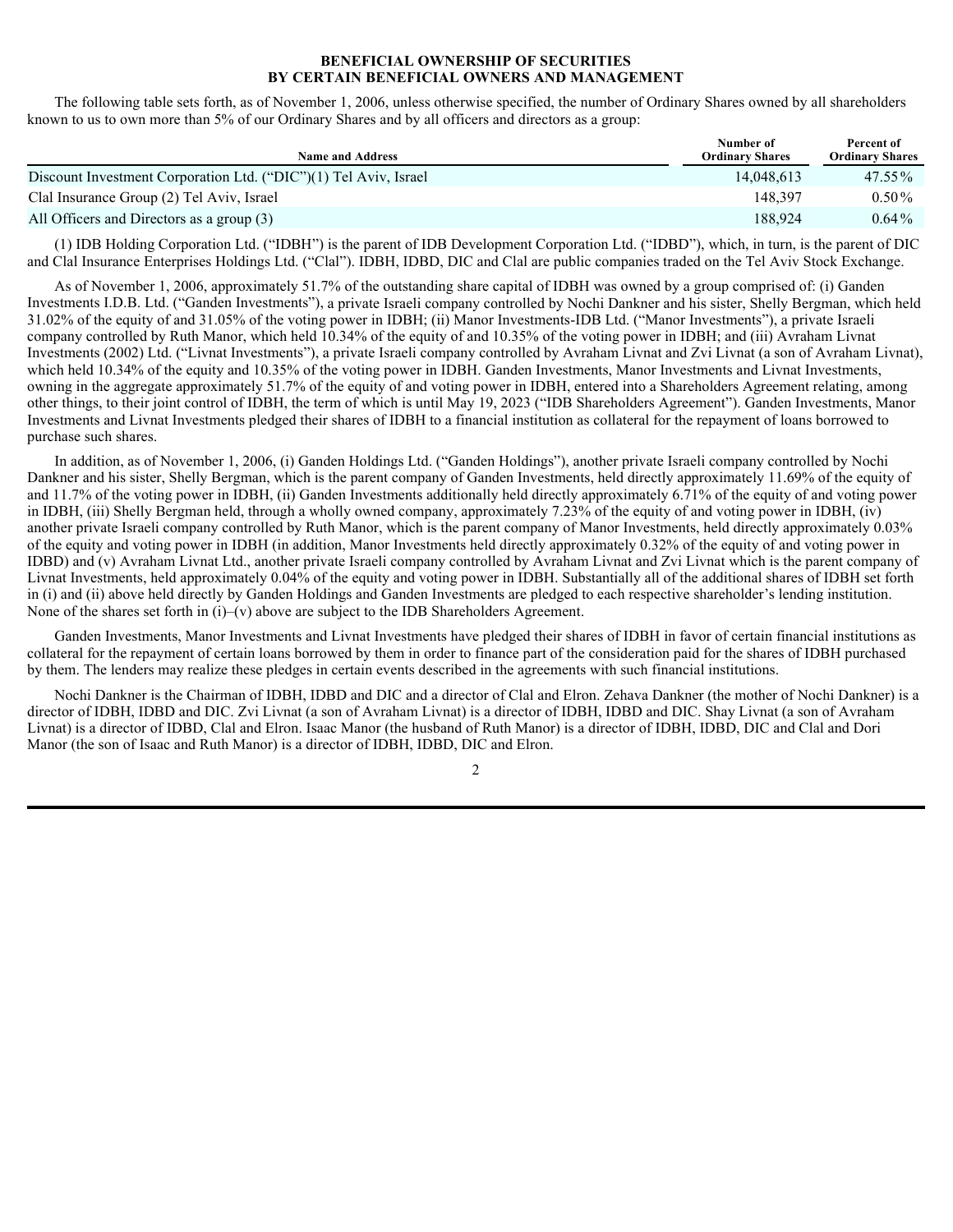## BENEFICIAL OWNERSHIP OF SECURITIES BY CERTAIN BENEFICIAL OWNERS AND MANAGEMENT

The following table sets forth, as of November 1, 2006, unless otherwise specified, the number of Ordinary Shares owned by all shareholders known to us to own more than 5% of our Ordinary Shares and by all officers and directors as a group:

| Name and Address | Number of Ordinary Shares | Percent of Ordinary Shares |
|---|---|---|
| Discount Investment Corporation Ltd. ("DIC")(1) Tel Aviv, Israel | 14,048,613 | 47.55% |
| Clal Insurance Group (2) Tel Aviv, Israel | 148,397 | 0.50% |
| All Officers and Directors as a group (3) | 188,924 | 0.64% |

(1) IDB Holding Corporation Ltd. ("IDBH") is the parent of IDB Development Corporation Ltd. ("IDBD"), which, in turn, is the parent of DIC and Clal Insurance Enterprises Holdings Ltd. ("Clal"). IDBH, IDBD, DIC and Clal are public companies traded on the Tel Aviv Stock Exchange.

As of November 1, 2006, approximately 51.7% of the outstanding share capital of IDBH was owned by a group comprised of: (i) Ganden Investments I.D.B. Ltd. ("Ganden Investments"), a private Israeli company controlled by Nochi Dankner and his sister, Shelly Bergman, which held 31.02% of the equity of and 31.05% of the voting power in IDBH; (ii) Manor Investments-IDB Ltd. ("Manor Investments"), a private Israeli company controlled by Ruth Manor, which held 10.34% of the equity of and 10.35% of the voting power in IDBH; and (iii) Avraham Livnat Investments (2002) Ltd. ("Livnat Investments"), a private Israeli company controlled by Avraham Livnat and Zvi Livnat (a son of Avraham Livnat), which held 10.34% of the equity and 10.35% of the voting power in IDBH. Ganden Investments, Manor Investments and Livnat Investments, owning in the aggregate approximately 51.7% of the equity of and voting power in IDBH, entered into a Shareholders Agreement relating, among other things, to their joint control of IDBH, the term of which is until May 19, 2023 ("IDB Shareholders Agreement"). Ganden Investments, Manor Investments and Livnat Investments pledged their shares of IDBH to a financial institution as collateral for the repayment of loans borrowed to purchase such shares.

In addition, as of November 1, 2006, (i) Ganden Holdings Ltd. ("Ganden Holdings"), another private Israeli company controlled by Nochi Dankner and his sister, Shelly Bergman, which is the parent company of Ganden Investments, held directly approximately 11.69% of the equity of and 11.7% of the voting power in IDBH, (ii) Ganden Investments additionally held directly approximately 6.71% of the equity of and voting power in IDBH, (iii) Shelly Bergman held, through a wholly owned company, approximately 7.23% of the equity of and voting power in IDBH, (iv) another private Israeli company controlled by Ruth Manor, which is the parent company of Manor Investments, held directly approximately 0.03% of the equity and voting power in IDBH (in addition, Manor Investments held directly approximately 0.32% of the equity of and voting power in IDBD) and (v) Avraham Livnat Ltd., another private Israeli company controlled by Avraham Livnat and Zvi Livnat which is the parent company of Livnat Investments, held approximately 0.04% of the equity and voting power in IDBH. Substantially all of the additional shares of IDBH set forth in (i) and (ii) above held directly by Ganden Holdings and Ganden Investments are pledged to each respective shareholder's lending institution. None of the shares set forth in (i)–(v) above are subject to the IDB Shareholders Agreement.

Ganden Investments, Manor Investments and Livnat Investments have pledged their shares of IDBH in favor of certain financial institutions as collateral for the repayment of certain loans borrowed by them in order to finance part of the consideration paid for the shares of IDBH purchased by them. The lenders may realize these pledges in certain events described in the agreements with such financial institutions.

Nochi Dankner is the Chairman of IDBH, IDBD and DIC and a director of Clal and Elron. Zehava Dankner (the mother of Nochi Dankner) is a director of IDBH, IDBD and DIC. Zvi Livnat (a son of Avraham Livnat) is a director of IDBH, IDBD and DIC. Shay Livnat (a son of Avraham Livnat) is a director of IDBD, Clal and Elron. Isaac Manor (the husband of Ruth Manor) is a director of IDBH, IDBD, DIC and Clal and Dori Manor (the son of Isaac and Ruth Manor) is a director of IDBH, IDBD, DIC and Elron.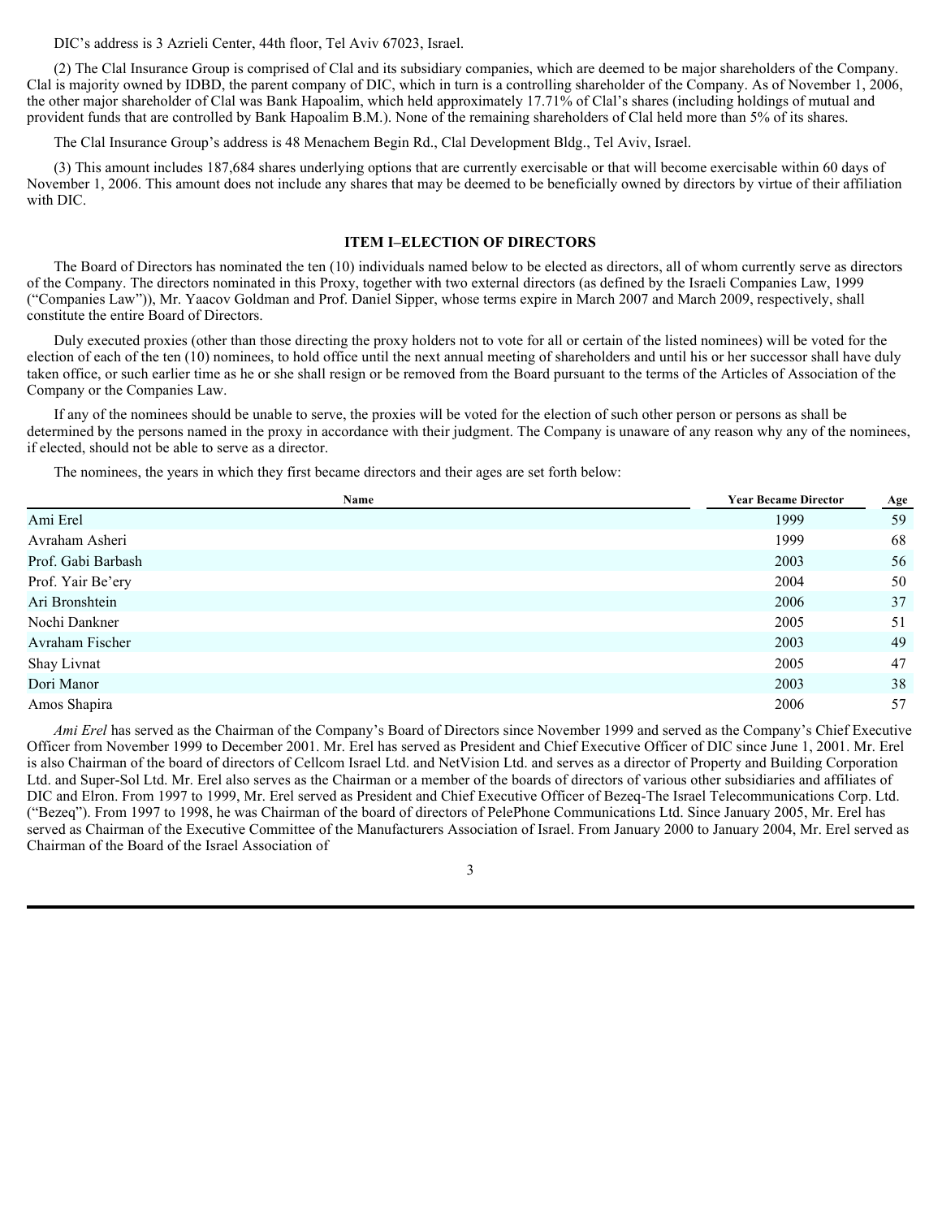DIC's address is 3 Azrieli Center, 44th floor, Tel Aviv 67023, Israel.

(2) The Clal Insurance Group is comprised of Clal and its subsidiary companies, which are deemed to be major shareholders of the Company. Clal is majority owned by IDBD, the parent company of DIC, which in turn is a controlling shareholder of the Company. As of November 1, 2006, the other major shareholder of Clal was Bank Hapoalim, which held approximately 17.71% of Clal's shares (including holdings of mutual and provident funds that are controlled by Bank Hapoalim B.M.). None of the remaining shareholders of Clal held more than 5% of its shares.

The Clal Insurance Group's address is 48 Menachem Begin Rd., Clal Development Bldg., Tel Aviv, Israel.

(3) This amount includes 187,684 shares underlying options that are currently exercisable or that will become exercisable within 60 days of November 1, 2006. This amount does not include any shares that may be deemed to be beneficially owned by directors by virtue of their affiliation with DIC.

## ITEM I–ELECTION OF DIRECTORS

The Board of Directors has nominated the ten (10) individuals named below to be elected as directors, all of whom currently serve as directors of the Company. The directors nominated in this Proxy, together with two external directors (as defined by the Israeli Companies Law, 1999 ("Companies Law")), Mr. Yaacov Goldman and Prof. Daniel Sipper, whose terms expire in March 2007 and March 2009, respectively, shall constitute the entire Board of Directors.

Duly executed proxies (other than those directing the proxy holders not to vote for all or certain of the listed nominees) will be voted for the election of each of the ten (10) nominees, to hold office until the next annual meeting of shareholders and until his or her successor shall have duly taken office, or such earlier time as he or she shall resign or be removed from the Board pursuant to the terms of the Articles of Association of the Company or the Companies Law.

If any of the nominees should be unable to serve, the proxies will be voted for the election of such other person or persons as shall be determined by the persons named in the proxy in accordance with their judgment. The Company is unaware of any reason why any of the nominees, if elected, should not be able to serve as a director.

The nominees, the years in which they first became directors and their ages are set forth below:

| Name | Year Became Director | Age |
|---|---|---|
| Ami Erel | 1999 | 59 |
| Avraham Asheri | 1999 | 68 |
| Prof. Gabi Barbash | 2003 | 56 |
| Prof. Yair Be'ery | 2004 | 50 |
| Ari Bronshtein | 2006 | 37 |
| Nochi Dankner | 2005 | 51 |
| Avraham Fischer | 2003 | 49 |
| Shay Livnat | 2005 | 47 |
| Dori Manor | 2003 | 38 |
| Amos Shapira | 2006 | 57 |

*Ami Erel* has served as the Chairman of the Company's Board of Directors since November 1999 and served as the Company's Chief Executive Officer from November 1999 to December 2001. Mr. Erel has served as President and Chief Executive Officer of DIC since June 1, 2001. Mr. Erel is also Chairman of the board of directors of Cellcom Israel Ltd. and NetVision Ltd. and serves as a director of Property and Building Corporation Ltd. and Super-Sol Ltd. Mr. Erel also serves as the Chairman or a member of the boards of directors of various other subsidiaries and affiliates of DIC and Elron. From 1997 to 1999, Mr. Erel served as President and Chief Executive Officer of Bezeq-The Israel Telecommunications Corp. Ltd. ("Bezeq"). From 1997 to 1998, he was Chairman of the board of directors of PelePhone Communications Ltd. Since January 2005, Mr. Erel has served as Chairman of the Executive Committee of the Manufacturers Association of Israel. From January 2000 to January 2004, Mr. Erel served as Chairman of the Board of the Israel Association of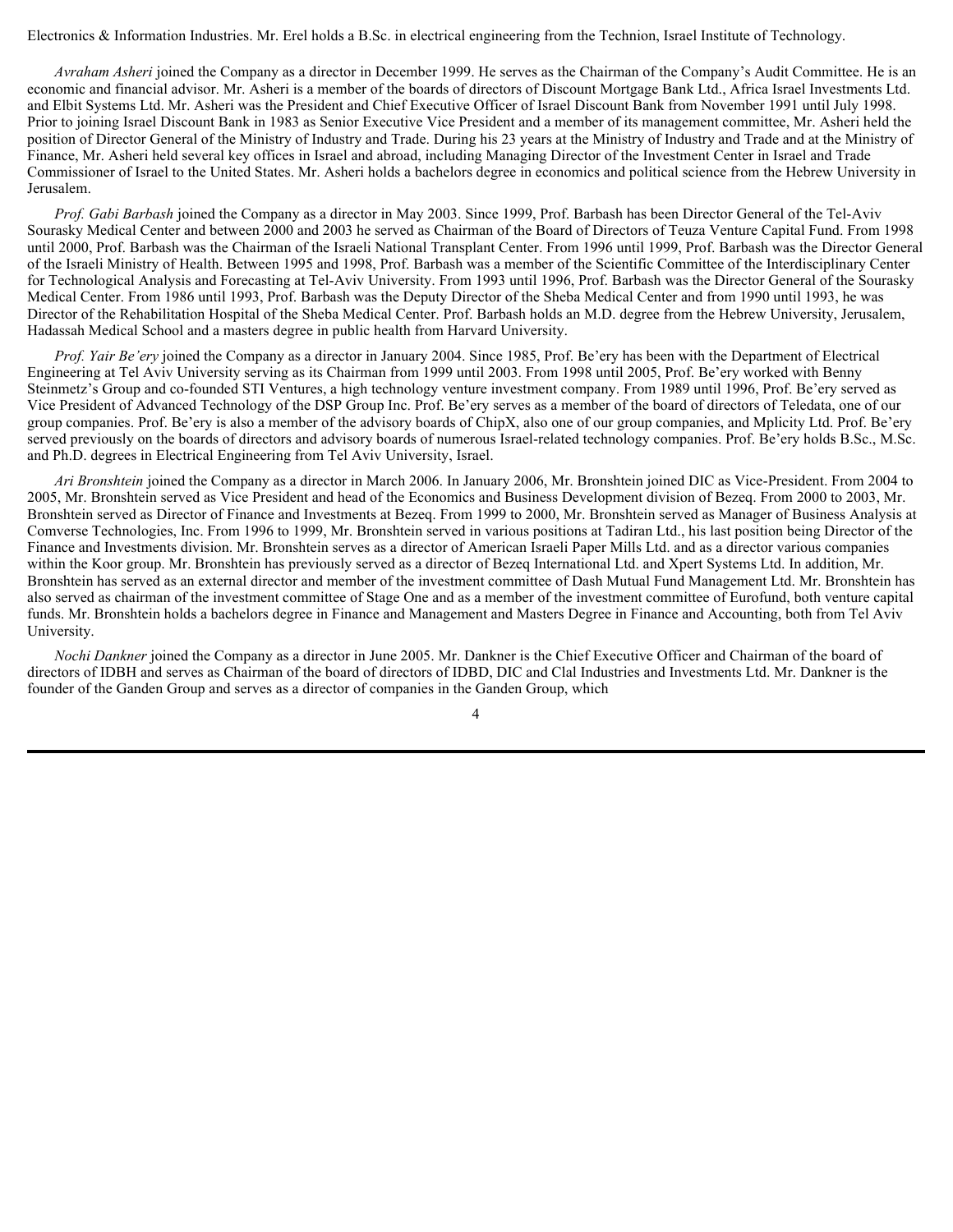Electronics & Information Industries. Mr. Erel holds a B.Sc. in electrical engineering from the Technion, Israel Institute of Technology.

*Avraham Asheri* joined the Company as a director in December 1999. He serves as the Chairman of the Company's Audit Committee. He is an economic and financial advisor. Mr. Asheri is a member of the boards of directors of Discount Mortgage Bank Ltd., Africa Israel Investments Ltd. and Elbit Systems Ltd. Mr. Asheri was the President and Chief Executive Officer of Israel Discount Bank from November 1991 until July 1998. Prior to joining Israel Discount Bank in 1983 as Senior Executive Vice President and a member of its management committee, Mr. Asheri held the position of Director General of the Ministry of Industry and Trade. During his 23 years at the Ministry of Industry and Trade and at the Ministry of Finance, Mr. Asheri held several key offices in Israel and abroad, including Managing Director of the Investment Center in Israel and Trade Commissioner of Israel to the United States. Mr. Asheri holds a bachelors degree in economics and political science from the Hebrew University in Jerusalem.

*Prof. Gabi Barbash* joined the Company as a director in May 2003. Since 1999, Prof. Barbash has been Director General of the Tel-Aviv Sourasky Medical Center and between 2000 and 2003 he served as Chairman of the Board of Directors of Teuza Venture Capital Fund. From 1998 until 2000, Prof. Barbash was the Chairman of the Israeli National Transplant Center. From 1996 until 1999, Prof. Barbash was the Director General of the Israeli Ministry of Health. Between 1995 and 1998, Prof. Barbash was a member of the Scientific Committee of the Interdisciplinary Center for Technological Analysis and Forecasting at Tel-Aviv University. From 1993 until 1996, Prof. Barbash was the Director General of the Sourasky Medical Center. From 1986 until 1993, Prof. Barbash was the Deputy Director of the Sheba Medical Center and from 1990 until 1993, he was Director of the Rehabilitation Hospital of the Sheba Medical Center. Prof. Barbash holds an M.D. degree from the Hebrew University, Jerusalem, Hadassah Medical School and a masters degree in public health from Harvard University.

*Prof. Yair Be'ery* joined the Company as a director in January 2004. Since 1985, Prof. Be'ery has been with the Department of Electrical Engineering at Tel Aviv University serving as its Chairman from 1999 until 2003. From 1998 until 2005, Prof. Be'ery worked with Benny Steinmetz's Group and co-founded STI Ventures, a high technology venture investment company. From 1989 until 1996, Prof. Be'ery served as Vice President of Advanced Technology of the DSP Group Inc. Prof. Be'ery serves as a member of the board of directors of Teledata, one of our group companies. Prof. Be'ery is also a member of the advisory boards of ChipX, also one of our group companies, and Mplicity Ltd. Prof. Be'ery served previously on the boards of directors and advisory boards of numerous Israel-related technology companies. Prof. Be'ery holds B.Sc., M.Sc. and Ph.D. degrees in Electrical Engineering from Tel Aviv University, Israel.

*Ari Bronshtein* joined the Company as a director in March 2006. In January 2006, Mr. Bronshtein joined DIC as Vice-President. From 2004 to 2005, Mr. Bronshtein served as Vice President and head of the Economics and Business Development division of Bezeq. From 2000 to 2003, Mr. Bronshtein served as Director of Finance and Investments at Bezeq. From 1999 to 2000, Mr. Bronshtein served as Manager of Business Analysis at Comverse Technologies, Inc. From 1996 to 1999, Mr. Bronshtein served in various positions at Tadiran Ltd., his last position being Director of the Finance and Investments division. Mr. Bronshtein serves as a director of American Israeli Paper Mills Ltd. and as a director various companies within the Koor group. Mr. Bronshtein has previously served as a director of Bezeq International Ltd. and Xpert Systems Ltd. In addition, Mr. Bronshtein has served as an external director and member of the investment committee of Dash Mutual Fund Management Ltd. Mr. Bronshtein has also served as chairman of the investment committee of Stage One and as a member of the investment committee of Eurofund, both venture capital funds. Mr. Bronshtein holds a bachelors degree in Finance and Management and Masters Degree in Finance and Accounting, both from Tel Aviv University.

*Nochi Dankner* joined the Company as a director in June 2005. Mr. Dankner is the Chief Executive Officer and Chairman of the board of directors of IDBH and serves as Chairman of the board of directors of IDBD, DIC and Clal Industries and Investments Ltd. Mr. Dankner is the founder of the Ganden Group and serves as a director of companies in the Ganden Group, which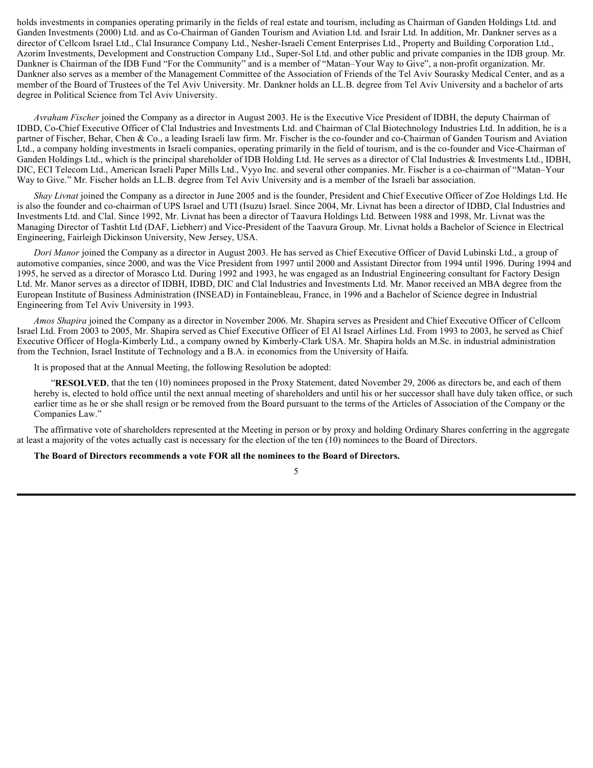holds investments in companies operating primarily in the fields of real estate and tourism, including as Chairman of Ganden Holdings Ltd. and Ganden Investments (2000) Ltd. and as Co-Chairman of Ganden Tourism and Aviation Ltd. and Israir Ltd. In addition, Mr. Dankner serves as a director of Cellcom Israel Ltd., Clal Insurance Company Ltd., Nesher-Israeli Cement Enterprises Ltd., Property and Building Corporation Ltd., Azorim Investments, Development and Construction Company Ltd., Super-Sol Ltd. and other public and private companies in the IDB group. Mr. Dankner is Chairman of the IDB Fund "For the Community" and is a member of "Matan–Your Way to Give", a non-profit organization. Mr. Dankner also serves as a member of the Management Committee of the Association of Friends of the Tel Aviv Sourasky Medical Center, and as a member of the Board of Trustees of the Tel Aviv University. Mr. Dankner holds an LL.B. degree from Tel Aviv University and a bachelor of arts degree in Political Science from Tel Aviv University.

*Avraham Fischer* joined the Company as a director in August 2003. He is the Executive Vice President of IDBH, the deputy Chairman of IDBD, Co-Chief Executive Officer of Clal Industries and Investments Ltd. and Chairman of Clal Biotechnology Industries Ltd. In addition, he is a partner of Fischer, Behar, Chen & Co., a leading Israeli law firm. Mr. Fischer is the co-founder and co-Chairman of Ganden Tourism and Aviation Ltd., a company holding investments in Israeli companies, operating primarily in the field of tourism, and is the co-founder and Vice-Chairman of Ganden Holdings Ltd., which is the principal shareholder of IDB Holding Ltd. He serves as a director of Clal Industries & Investments Ltd., IDBH, DIC, ECI Telecom Ltd., American Israeli Paper Mills Ltd., Vyyo Inc. and several other companies. Mr. Fischer is a co-chairman of "Matan–Your Way to Give." Mr. Fischer holds an LL.B. degree from Tel Aviv University and is a member of the Israeli bar association.

*Shay Livnat* joined the Company as a director in June 2005 and is the founder, President and Chief Executive Officer of Zoe Holdings Ltd. He is also the founder and co-chairman of UPS Israel and UTI (Isuzu) Israel. Since 2004, Mr. Livnat has been a director of IDBD, Clal Industries and Investments Ltd. and Clal. Since 1992, Mr. Livnat has been a director of Taavura Holdings Ltd. Between 1988 and 1998, Mr. Livnat was the Managing Director of Tashtit Ltd (DAF, Liebherr) and Vice-President of the Taavura Group. Mr. Livnat holds a Bachelor of Science in Electrical Engineering, Fairleigh Dickinson University, New Jersey, USA.

*Dori Manor* joined the Company as a director in August 2003. He has served as Chief Executive Officer of David Lubinski Ltd., a group of automotive companies, since 2000, and was the Vice President from 1997 until 2000 and Assistant Director from 1994 until 1996. During 1994 and 1995, he served as a director of Morasco Ltd. During 1992 and 1993, he was engaged as an Industrial Engineering consultant for Factory Design Ltd. Mr. Manor serves as a director of IDBH, IDBD, DIC and Clal Industries and Investments Ltd. Mr. Manor received an MBA degree from the European Institute of Business Administration (INSEAD) in Fontainebleau, France, in 1996 and a Bachelor of Science degree in Industrial Engineering from Tel Aviv University in 1993.

*Amos Shapira* joined the Company as a director in November 2006. Mr. Shapira serves as President and Chief Executive Officer of Cellcom Israel Ltd. From 2003 to 2005, Mr. Shapira served as Chief Executive Officer of El Al Israel Airlines Ltd. From 1993 to 2003, he served as Chief Executive Officer of Hogla-Kimberly Ltd., a company owned by Kimberly-Clark USA. Mr. Shapira holds an M.Sc. in industrial administration from the Technion, Israel Institute of Technology and a B.A. in economics from the University of Haifa.

It is proposed that at the Annual Meeting, the following Resolution be adopted:

> "**RESOLVED**, that the ten (10) nominees proposed in the Proxy Statement, dated November 29, 2006 as directors be, and each of them hereby is, elected to hold office until the next annual meeting of shareholders and until his or her successor shall have duly taken office, or such earlier time as he or she shall resign or be removed from the Board pursuant to the terms of the Articles of Association of the Company or the Companies Law."

The affirmative vote of shareholders represented at the Meeting in person or by proxy and holding Ordinary Shares conferring in the aggregate at least a majority of the votes actually cast is necessary for the election of the ten (10) nominees to the Board of Directors.

**The Board of Directors recommends a vote FOR all the nominees to the Board of Directors.**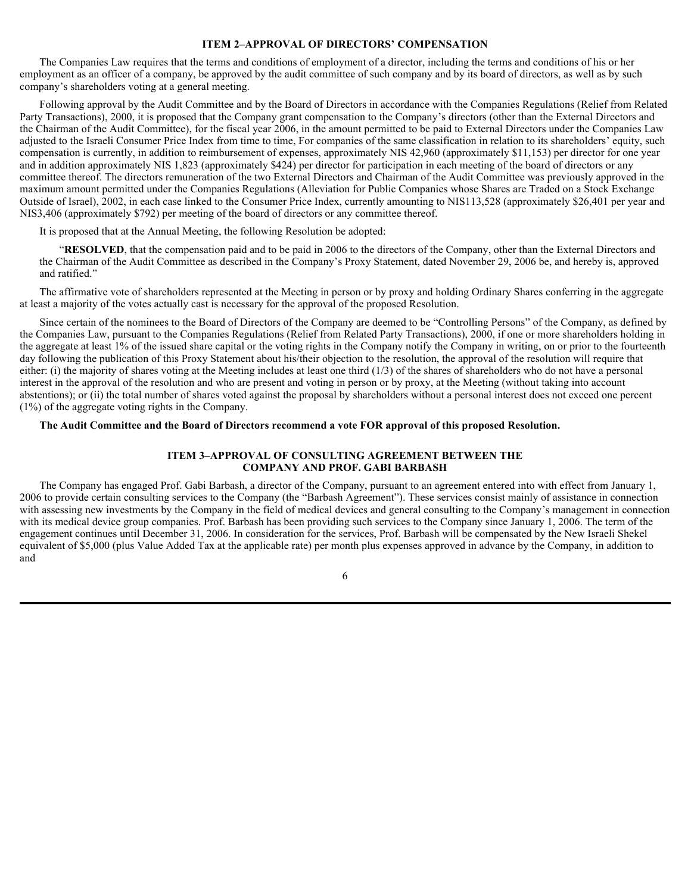### ITEM 2–APPROVAL OF DIRECTORS' COMPENSATION

The Companies Law requires that the terms and conditions of employment of a director, including the terms and conditions of his or her employment as an officer of a company, be approved by the audit committee of such company and by its board of directors, as well as by such company's shareholders voting at a general meeting.

Following approval by the Audit Committee and by the Board of Directors in accordance with the Companies Regulations (Relief from Related Party Transactions), 2000, it is proposed that the Company grant compensation to the Company's directors (other than the External Directors and the Chairman of the Audit Committee), for the fiscal year 2006, in the amount permitted to be paid to External Directors under the Companies Law adjusted to the Israeli Consumer Price Index from time to time, For companies of the same classification in relation to its shareholders' equity, such compensation is currently, in addition to reimbursement of expenses, approximately NIS 42,960 (approximately $11,153) per director for one year and in addition approximately NIS 1,823 (approximately $424) per director for participation in each meeting of the board of directors or any committee thereof. The directors remuneration of the two External Directors and Chairman of the Audit Committee was previously approved in the maximum amount permitted under the Companies Regulations (Alleviation for Public Companies whose Shares are Traded on a Stock Exchange Outside of Israel), 2002, in each case linked to the Consumer Price Index, currently amounting to NIS113,528 (approximately $26,401 per year and NIS3,406 (approximately $792) per meeting of the board of directors or any committee thereof.

It is proposed that at the Annual Meeting, the following Resolution be adopted:

> "**RESOLVED**, that the compensation paid and to be paid in 2006 to the directors of the Company, other than the External Directors and the Chairman of the Audit Committee as described in the Company's Proxy Statement, dated November 29, 2006 be, and hereby is, approved and ratified."

The affirmative vote of shareholders represented at the Meeting in person or by proxy and holding Ordinary Shares conferring in the aggregate at least a majority of the votes actually cast is necessary for the approval of the proposed Resolution.

Since certain of the nominees to the Board of Directors of the Company are deemed to be "Controlling Persons" of the Company, as defined by the Companies Law, pursuant to the Companies Regulations (Relief from Related Party Transactions), 2000, if one or more shareholders holding in the aggregate at least 1% of the issued share capital or the voting rights in the Company notify the Company in writing, on or prior to the fourteenth day following the publication of this Proxy Statement about his/their objection to the resolution, the approval of the resolution will require that either: (i) the majority of shares voting at the Meeting includes at least one third (1/3) of the shares of shareholders who do not have a personal interest in the approval of the resolution and who are present and voting in person or by proxy, at the Meeting (without taking into account abstentions); or (ii) the total number of shares voted against the proposal by shareholders without a personal interest does not exceed one percent (1%) of the aggregate voting rights in the Company.

**The Audit Committee and the Board of Directors recommend a vote FOR approval of this proposed Resolution.**

### ITEM 3–APPROVAL OF CONSULTING AGREEMENT BETWEEN THE COMPANY AND PROF. GABI BARBASH

The Company has engaged Prof. Gabi Barbash, a director of the Company, pursuant to an agreement entered into with effect from January 1, 2006 to provide certain consulting services to the Company (the "Barbash Agreement"). These services consist mainly of assistance in connection with assessing new investments by the Company in the field of medical devices and general consulting to the Company's management in connection with its medical device group companies. Prof. Barbash has been providing such services to the Company since January 1, 2006. The term of the engagement continues until December 31, 2006. In consideration for the services, Prof. Barbash will be compensated by the New Israeli Shekel equivalent of $5,000 (plus Value Added Tax at the applicable rate) per month plus expenses approved in advance by the Company, in addition to and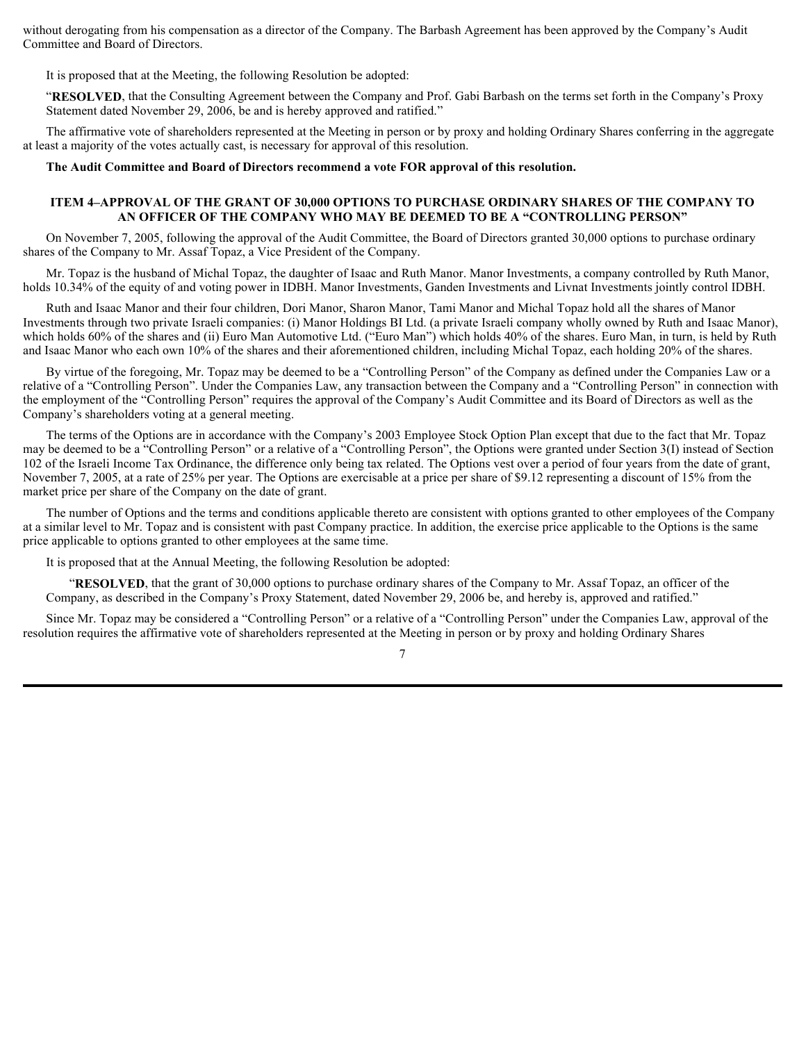without derogating from his compensation as a director of the Company. The Barbash Agreement has been approved by the Company's Audit Committee and Board of Directors.

It is proposed that at the Meeting, the following Resolution be adopted:

"**RESOLVED**, that the Consulting Agreement between the Company and Prof. Gabi Barbash on the terms set forth in the Company's Proxy Statement dated November 29, 2006, be and is hereby approved and ratified."

The affirmative vote of shareholders represented at the Meeting in person or by proxy and holding Ordinary Shares conferring in the aggregate at least a majority of the votes actually cast, is necessary for approval of this resolution.

**The Audit Committee and Board of Directors recommend a vote FOR approval of this resolution.**

## ITEM 4–APPROVAL OF THE GRANT OF 30,000 OPTIONS TO PURCHASE ORDINARY SHARES OF THE COMPANY TO AN OFFICER OF THE COMPANY WHO MAY BE DEEMED TO BE A "CONTROLLING PERSON"

On November 7, 2005, following the approval of the Audit Committee, the Board of Directors granted 30,000 options to purchase ordinary shares of the Company to Mr. Assaf Topaz, a Vice President of the Company.

Mr. Topaz is the husband of Michal Topaz, the daughter of Isaac and Ruth Manor. Manor Investments, a company controlled by Ruth Manor, holds 10.34% of the equity of and voting power in IDBH. Manor Investments, Ganden Investments and Livnat Investments jointly control IDBH.

Ruth and Isaac Manor and their four children, Dori Manor, Sharon Manor, Tami Manor and Michal Topaz hold all the shares of Manor Investments through two private Israeli companies: (i) Manor Holdings BI Ltd. (a private Israeli company wholly owned by Ruth and Isaac Manor), which holds 60% of the shares and (ii) Euro Man Automotive Ltd. ("Euro Man") which holds 40% of the shares. Euro Man, in turn, is held by Ruth and Isaac Manor who each own 10% of the shares and their aforementioned children, including Michal Topaz, each holding 20% of the shares.

By virtue of the foregoing, Mr. Topaz may be deemed to be a "Controlling Person" of the Company as defined under the Companies Law or a relative of a "Controlling Person". Under the Companies Law, any transaction between the Company and a "Controlling Person" in connection with the employment of the "Controlling Person" requires the approval of the Company's Audit Committee and its Board of Directors as well as the Company's shareholders voting at a general meeting.

The terms of the Options are in accordance with the Company's 2003 Employee Stock Option Plan except that due to the fact that Mr. Topaz may be deemed to be a "Controlling Person" or a relative of a "Controlling Person", the Options were granted under Section 3(I) instead of Section 102 of the Israeli Income Tax Ordinance, the difference only being tax related. The Options vest over a period of four years from the date of grant, November 7, 2005, at a rate of 25% per year. The Options are exercisable at a price per share of $9.12 representing a discount of 15% from the market price per share of the Company on the date of grant.

The number of Options and the terms and conditions applicable thereto are consistent with options granted to other employees of the Company at a similar level to Mr. Topaz and is consistent with past Company practice. In addition, the exercise price applicable to the Options is the same price applicable to options granted to other employees at the same time.

It is proposed that at the Annual Meeting, the following Resolution be adopted:

"**RESOLVED**, that the grant of 30,000 options to purchase ordinary shares of the Company to Mr. Assaf Topaz, an officer of the Company, as described in the Company's Proxy Statement, dated November 29, 2006 be, and hereby is, approved and ratified."

Since Mr. Topaz may be considered a "Controlling Person" or a relative of a "Controlling Person" under the Companies Law, approval of the resolution requires the affirmative vote of shareholders represented at the Meeting in person or by proxy and holding Ordinary Shares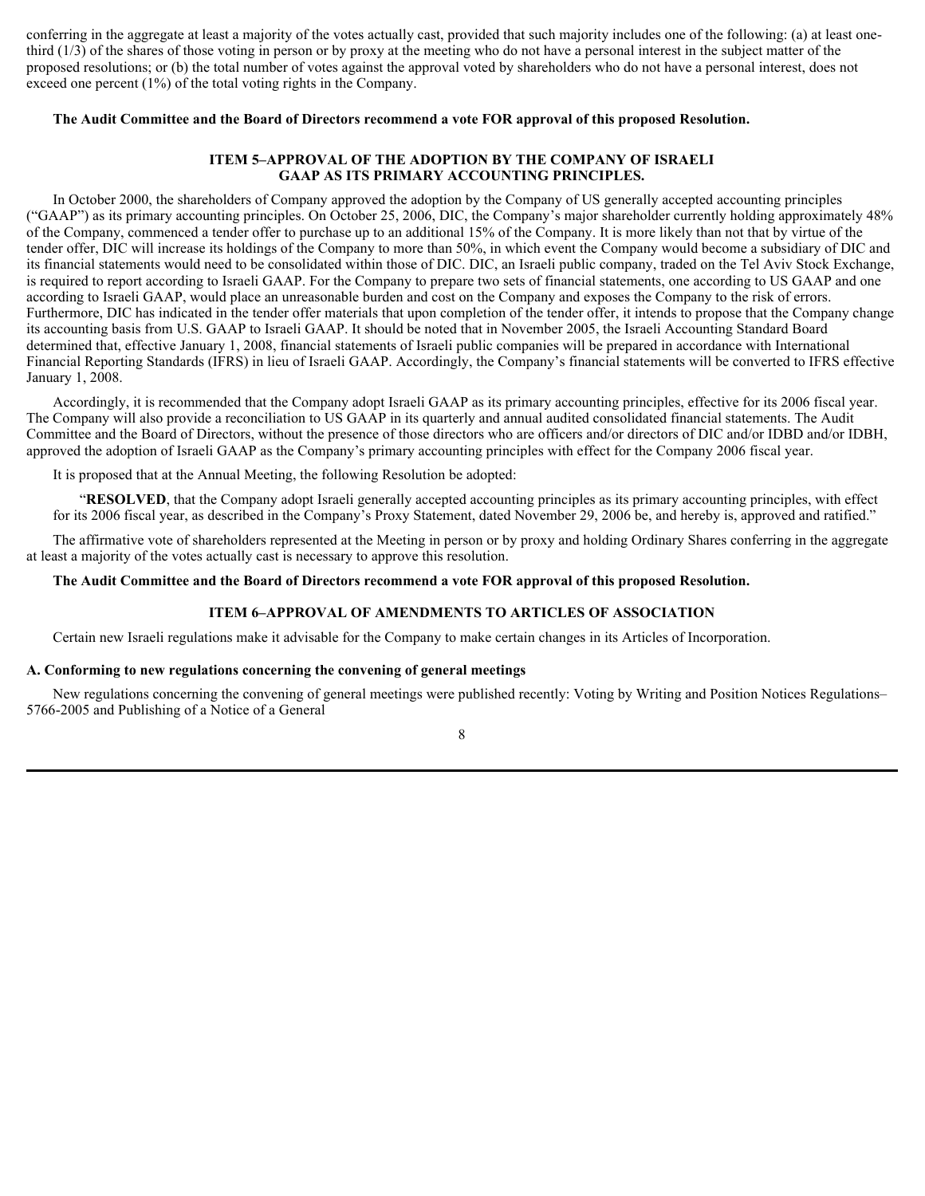conferring in the aggregate at least a majority of the votes actually cast, provided that such majority includes one of the following: (a) at least one-third (1/3) of the shares of those voting in person or by proxy at the meeting who do not have a personal interest in the subject matter of the proposed resolutions; or (b) the total number of votes against the approval voted by shareholders who do not have a personal interest, does not exceed one percent (1%) of the total voting rights in the Company.

**The Audit Committee and the Board of Directors recommend a vote FOR approval of this proposed Resolution.**

### ITEM 5–APPROVAL OF THE ADOPTION BY THE COMPANY OF ISRAELI GAAP AS ITS PRIMARY ACCOUNTING PRINCIPLES.

In October 2000, the shareholders of Company approved the adoption by the Company of US generally accepted accounting principles ("GAAP") as its primary accounting principles. On October 25, 2006, DIC, the Company's major shareholder currently holding approximately 48% of the Company, commenced a tender offer to purchase up to an additional 15% of the Company. It is more likely than not that by virtue of the tender offer, DIC will increase its holdings of the Company to more than 50%, in which event the Company would become a subsidiary of DIC and its financial statements would need to be consolidated within those of DIC. DIC, an Israeli public company, traded on the Tel Aviv Stock Exchange, is required to report according to Israeli GAAP. For the Company to prepare two sets of financial statements, one according to US GAAP and one according to Israeli GAAP, would place an unreasonable burden and cost on the Company and exposes the Company to the risk of errors. Furthermore, DIC has indicated in the tender offer materials that upon completion of the tender offer, it intends to propose that the Company change its accounting basis from U.S. GAAP to Israeli GAAP. It should be noted that in November 2005, the Israeli Accounting Standard Board determined that, effective January 1, 2008, financial statements of Israeli public companies will be prepared in accordance with International Financial Reporting Standards (IFRS) in lieu of Israeli GAAP. Accordingly, the Company's financial statements will be converted to IFRS effective January 1, 2008.

Accordingly, it is recommended that the Company adopt Israeli GAAP as its primary accounting principles, effective for its 2006 fiscal year. The Company will also provide a reconciliation to US GAAP in its quarterly and annual audited consolidated financial statements. The Audit Committee and the Board of Directors, without the presence of those directors who are officers and/or directors of DIC and/or IDBD and/or IDBH, approved the adoption of Israeli GAAP as the Company's primary accounting principles with effect for the Company 2006 fiscal year.

It is proposed that at the Annual Meeting, the following Resolution be adopted:

> "**RESOLVED**, that the Company adopt Israeli generally accepted accounting principles as its primary accounting principles, with effect for its 2006 fiscal year, as described in the Company's Proxy Statement, dated November 29, 2006 be, and hereby is, approved and ratified."

The affirmative vote of shareholders represented at the Meeting in person or by proxy and holding Ordinary Shares conferring in the aggregate at least a majority of the votes actually cast is necessary to approve this resolution.

**The Audit Committee and the Board of Directors recommend a vote FOR approval of this proposed Resolution.**

### ITEM 6–APPROVAL OF AMENDMENTS TO ARTICLES OF ASSOCIATION

Certain new Israeli regulations make it advisable for the Company to make certain changes in its Articles of Incorporation.

**A. Conforming to new regulations concerning the convening of general meetings**

New regulations concerning the convening of general meetings were published recently: Voting by Writing and Position Notices Regulations–5766-2005 and Publishing of a Notice of a General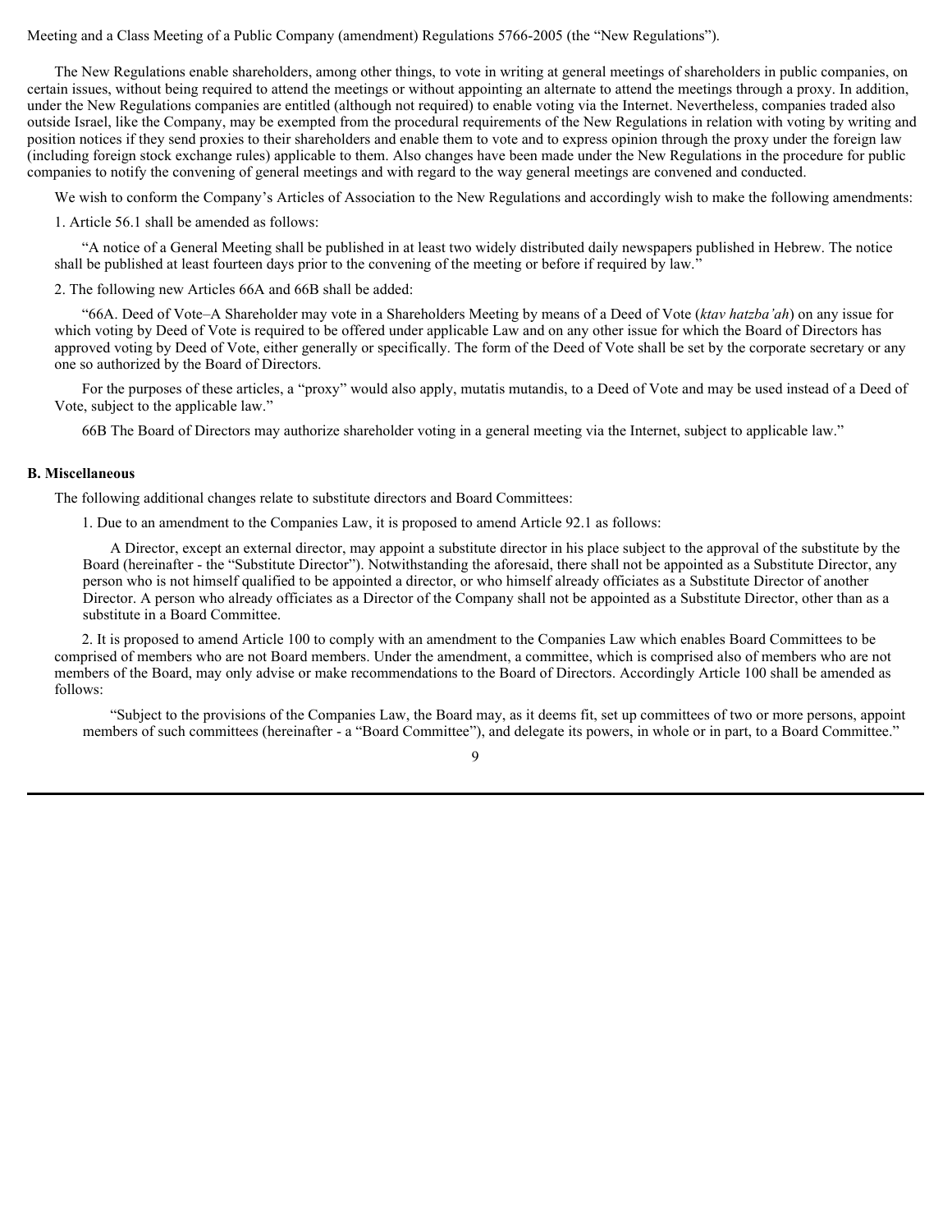Meeting and a Class Meeting of a Public Company (amendment) Regulations 5766-2005 (the "New Regulations").

The New Regulations enable shareholders, among other things, to vote in writing at general meetings of shareholders in public companies, on certain issues, without being required to attend the meetings or without appointing an alternate to attend the meetings through a proxy. In addition, under the New Regulations companies are entitled (although not required) to enable voting via the Internet. Nevertheless, companies traded also outside Israel, like the Company, may be exempted from the procedural requirements of the New Regulations in relation with voting by writing and position notices if they send proxies to their shareholders and enable them to vote and to express opinion through the proxy under the foreign law (including foreign stock exchange rules) applicable to them. Also changes have been made under the New Regulations in the procedure for public companies to notify the convening of general meetings and with regard to the way general meetings are convened and conducted.

We wish to conform the Company's Articles of Association to the New Regulations and accordingly wish to make the following amendments:

1. Article 56.1 shall be amended as follows:

"A notice of a General Meeting shall be published in at least two widely distributed daily newspapers published in Hebrew. The notice shall be published at least fourteen days prior to the convening of the meeting or before if required by law."

2. The following new Articles 66A and 66B shall be added:

"66A. Deed of Vote–A Shareholder may vote in a Shareholders Meeting by means of a Deed of Vote (*ktav hatzba'ah*) on any issue for which voting by Deed of Vote is required to be offered under applicable Law and on any other issue for which the Board of Directors has approved voting by Deed of Vote, either generally or specifically. The form of the Deed of Vote shall be set by the corporate secretary or any one so authorized by the Board of Directors.

For the purposes of these articles, a "proxy" would also apply, mutatis mutandis, to a Deed of Vote and may be used instead of a Deed of Vote, subject to the applicable law."

66B The Board of Directors may authorize shareholder voting in a general meeting via the Internet, subject to applicable law."

**B. Miscellaneous**

The following additional changes relate to substitute directors and Board Committees:

1. Due to an amendment to the Companies Law, it is proposed to amend Article 92.1 as follows:

A Director, except an external director, may appoint a substitute director in his place subject to the approval of the substitute by the Board (hereinafter - the "Substitute Director"). Notwithstanding the aforesaid, there shall not be appointed as a Substitute Director, any person who is not himself qualified to be appointed a director, or who himself already officiates as a Substitute Director of another Director. A person who already officiates as a Director of the Company shall not be appointed as a Substitute Director, other than as a substitute in a Board Committee.

2. It is proposed to amend Article 100 to comply with an amendment to the Companies Law which enables Board Committees to be comprised of members who are not Board members. Under the amendment, a committee, which is comprised also of members who are not members of the Board, may only advise or make recommendations to the Board of Directors. Accordingly Article 100 shall be amended as follows:

"Subject to the provisions of the Companies Law, the Board may, as it deems fit, set up committees of two or more persons, appoint members of such committees (hereinafter - a "Board Committee"), and delegate its powers, in whole or in part, to a Board Committee."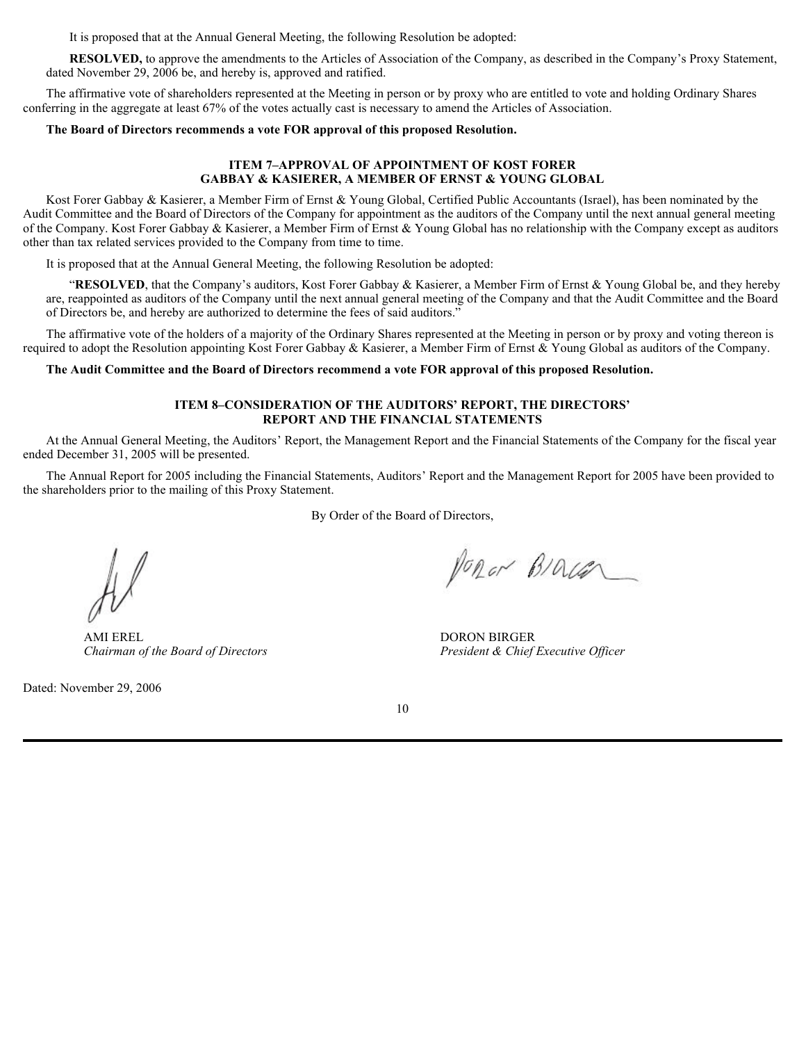It is proposed that at the Annual General Meeting, the following Resolution be adopted:

> **RESOLVED,** to approve the amendments to the Articles of Association of the Company, as described in the Company's Proxy Statement, dated November 29, 2006 be, and hereby is, approved and ratified.

The affirmative vote of shareholders represented at the Meeting in person or by proxy who are entitled to vote and holding Ordinary Shares conferring in the aggregate at least 67% of the votes actually cast is necessary to amend the Articles of Association.

**The Board of Directors recommends a vote FOR approval of this proposed Resolution.**

## ITEM 7–APPROVAL OF APPOINTMENT OF KOST FORER GABBAY & KASIERER, A MEMBER OF ERNST & YOUNG GLOBAL

Kost Forer Gabbay & Kasierer, a Member Firm of Ernst & Young Global, Certified Public Accountants (Israel), has been nominated by the Audit Committee and the Board of Directors of the Company for appointment as the auditors of the Company until the next annual general meeting of the Company. Kost Forer Gabbay & Kasierer, a Member Firm of Ernst & Young Global has no relationship with the Company except as auditors other than tax related services provided to the Company from time to time.

It is proposed that at the Annual General Meeting, the following Resolution be adopted:

> "**RESOLVED**, that the Company's auditors, Kost Forer Gabbay & Kasierer, a Member Firm of Ernst & Young Global be, and they hereby are, reappointed as auditors of the Company until the next annual general meeting of the Company and that the Audit Committee and the Board of Directors be, and hereby are authorized to determine the fees of said auditors."

The affirmative vote of the holders of a majority of the Ordinary Shares represented at the Meeting in person or by proxy and voting thereon is required to adopt the Resolution appointing Kost Forer Gabbay & Kasierer, a Member Firm of Ernst & Young Global as auditors of the Company.

**The Audit Committee and the Board of Directors recommend a vote FOR approval of this proposed Resolution.**

## ITEM 8–CONSIDERATION OF THE AUDITORS' REPORT, THE DIRECTORS' REPORT AND THE FINANCIAL STATEMENTS

At the Annual General Meeting, the Auditors' Report, the Management Report and the Financial Statements of the Company for the fiscal year ended December 31, 2005 will be presented.

The Annual Report for 2005 including the Financial Statements, Auditors' Report and the Management Report for 2005 have been provided to the shareholders prior to the mailing of this Proxy Statement.

By Order of the Board of Directors,

| | |
|---|---|
| AMI EREL | DORON BIRGER |
| *Chairman of the Board of Directors* | *President & Chief Executive Officer* |

Dated: November 29, 2006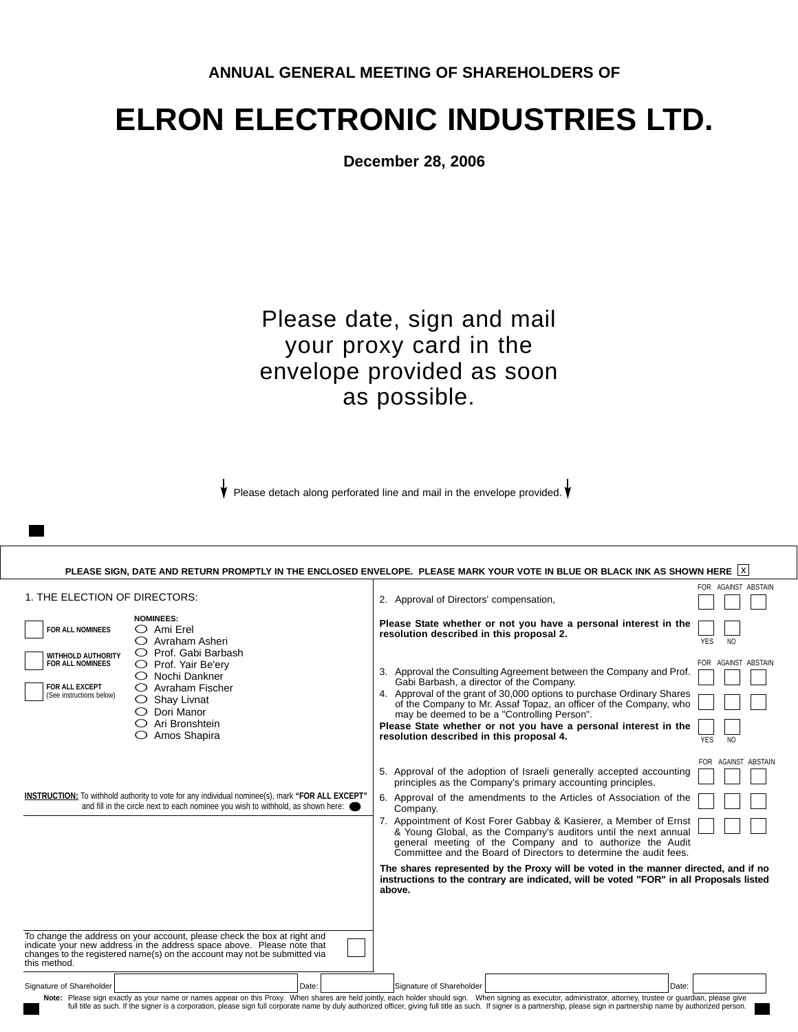## ANNUAL GENERAL MEETING OF SHAREHOLDERS OF

# ELRON ELECTRONIC INDUSTRIES LTD.

**December 28, 2006**

Please date, sign and mail your proxy card in the envelope provided as soon as possible.

Please detach along perforated line and mail in the envelope provided.

**PLEASE SIGN, DATE AND RETURN PROMPTLY IN THE ENCLOSED ENVELOPE. PLEASE MARK YOUR VOTE IN BLUE OR BLACK INK AS SHOWN HERE** ☒

1. THE ELECTION OF DIRECTORS:

☐ **FOR ALL NOMINEES**

☐ **WITHHOLD AUTHORITY FOR ALL NOMINEES**

☐ **FOR ALL EXCEPT** (See instructions below)

**NOMINEES:**

- ○ Ami Erel
- ○ Avraham Asheri
- ○ Prof. Gabi Barbash
- ○ Prof. Yair Be'ery
- ○ Nochi Dankner
- ○ Avraham Fischer
- ○ Shay Livnat
- ○ Dori Manor
- ○ Ari Bronshtein
- ○ Amos Shapira

**INSTRUCTION:** To withhold authority to vote for any individual nominee(s), mark **"FOR ALL EXCEPT"** and fill in the circle next to each nominee you wish to withhold, as shown here: ●

| | FOR | AGAINST | ABSTAIN |
|---|---|---|---|
| 2. Approval of Directors' compensation, | ☐ | ☐ | ☐ |

| | YES | NO |
|---|---|---|
| **Please State whether or not you have a personal interest in the resolution described in this proposal 2.** | ☐ | ☐ |

| | FOR | AGAINST | ABSTAIN |
|---|---|---|---|
| 3. Approval the Consulting Agreement between the Company and Prof. Gabi Barbash, a director of the Company. | ☐ | ☐ | ☐ |
| 4. Approval of the grant of 30,000 options to purchase Ordinary Shares of the Company to Mr. Assaf Topaz, an officer of the Company, who may be deemed to be a "Controlling Person". | ☐ | ☐ | ☐ |

| | YES | NO |
|---|---|---|
| **Please State whether or not you have a personal interest in the resolution described in this proposal 4.** | ☐ | ☐ |

| | FOR | AGAINST | ABSTAIN |
|---|---|---|---|
| 5. Approval of the adoption of Israeli generally accepted accounting principles as the Company's primary accounting principles. | ☐ | ☐ | ☐ |
| 6. Approval of the amendments to the Articles of Association of the Company. | ☐ | ☐ | ☐ |
| 7. Appointment of Kost Forer Gabbay & Kasierer, a Member of Ernst & Young Global, as the Company's auditors until the next annual general meeting of the Company and to authorize the Audit Committee and the Board of Directors to determine the audit fees. | ☐ | ☐ | ☐ |

**The shares represented by the Proxy will be voted in the manner directed, and if no instructions to the contrary are indicated, will be voted "FOR" in all Proposals listed above.**

To change the address on your account, please check the box at right and indicate your new address in the address space above. Please note that changes to the registered name(s) on the account may not be submitted via this method. ☐

Signature of Shareholder ____________ Date: ________ Signature of Shareholder ____________ Date: ________

**Note:** Please sign exactly as your name or names appear on this Proxy. When shares are held jointly, each holder should sign. When signing as executor, administrator, attorney, trustee or guardian, please give full title as such. If the signer is a corporation, please sign full corporate name by duly authorized officer, giving full title as such. If signer is a partnership, please sign in partnership name by authorized person.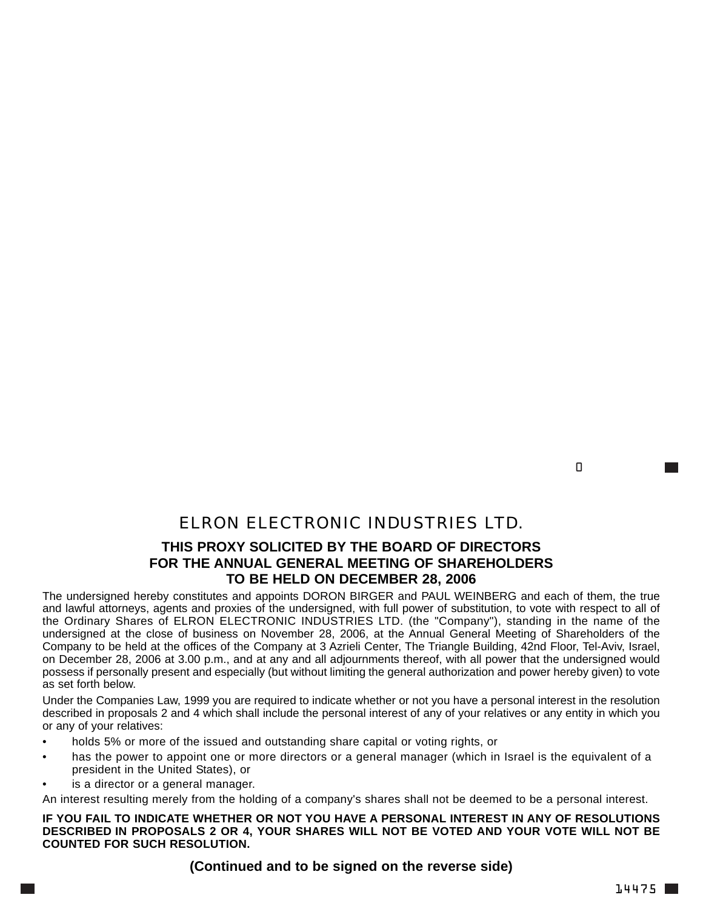# ELRON ELECTRONIC INDUSTRIES LTD.

## THIS PROXY SOLICITED BY THE BOARD OF DIRECTORS FOR THE ANNUAL GENERAL MEETING OF SHAREHOLDERS TO BE HELD ON DECEMBER 28, 2006

The undersigned hereby constitutes and appoints DORON BIRGER and PAUL WEINBERG and each of them, the true and lawful attorneys, agents and proxies of the undersigned, with full power of substitution, to vote with respect to all of the Ordinary Shares of ELRON ELECTRONIC INDUSTRIES LTD. (the "Company"), standing in the name of the undersigned at the close of business on November 28, 2006, at the Annual General Meeting of Shareholders of the Company to be held at the offices of the Company at 3 Azrieli Center, The Triangle Building, 42nd Floor, Tel-Aviv, Israel, on December 28, 2006 at 3.00 p.m., and at any and all adjournments thereof, with all power that the undersigned would possess if personally present and especially (but without limiting the general authorization and power hereby given) to vote as set forth below.

Under the Companies Law, 1999 you are required to indicate whether or not you have a personal interest in the resolution described in proposals 2 and 4 which shall include the personal interest of any of your relatives or any entity in which you or any of your relatives:

- holds 5% or more of the issued and outstanding share capital or voting rights, or
- has the power to appoint one or more directors or a general manager (which in Israel is the equivalent of a president in the United States), or
- is a director or a general manager.

An interest resulting merely from the holding of a company's shares shall not be deemed to be a personal interest.

**IF YOU FAIL TO INDICATE WHETHER OR NOT YOU HAVE A PERSONAL INTEREST IN ANY OF RESOLUTIONS DESCRIBED IN PROPOSALS 2 OR 4, YOUR SHARES WILL NOT BE VOTED AND YOUR VOTE WILL NOT BE COUNTED FOR SUCH RESOLUTION.**

**(Continued and to be signed on the reverse side)**